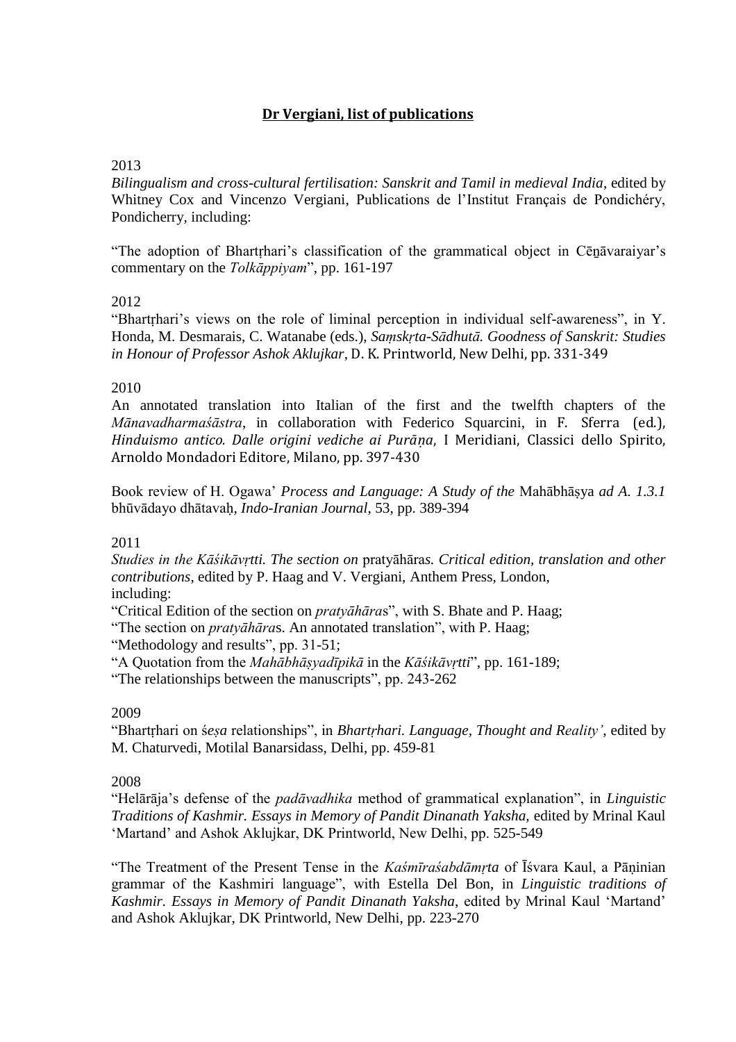**Dr Vergiani, list of publications**

2013

*Bilingualism and cross-cultural fertilisation: Sanskrit and Tamil in medieval India*, edited by Whitney Cox and Vincenzo Vergiani, Publications de l'Institut Français de Pondichéry, Pondicherry, including:

"The adoption of Bhartṛhari's classification of the grammatical object in Cēṉāvaraiyar's commentary on the *Tolkāppiyam*", pp. 161-197

2012

"Bhartṛhari's views on the role of liminal perception in individual self-awareness", in Y. Honda, M. Desmarais, C. Watanabe (eds.), *Saṃskṛta-Sādhutā. Goodness of Sanskrit: Studies in Honour of Professor Ashok Aklujkar*, D. K. Printworld, New Delhi, pp. 331-349

2010

An annotated translation into Italian of the first and the twelfth chapters of the *Mānavadharmaśāstra*, in collaboration with Federico Squarcini, in F. Sferra (ed.), *Hinduismo antico. Dalle origini vediche ai Purāṇa*, I Meridiani, Classici dello Spirito, Arnoldo Mondadori Editore, Milano, pp. 397-430

Book review of H. Ogawa' *Process and Language: A Study of the* Mahābhāṣya *ad A. 1.3.1* bhūvādayo dhātavaḥ, *Indo-Iranian Journal*, 53, pp. 389-394

2011

*Studies in the Kāśikāvṛtti. The section on* pratyāhāras*. Critical edition, translation and other contributions*, edited by P. Haag and V. Vergiani, Anthem Press, London, including:

"Critical Edition of the section on *pratyāhāra*s", with S. Bhate and P. Haag;

"The section on *pratyāhāra*s. An annotated translation", with P. Haag;

"Methodology and results", pp. 31-51;

"A Quotation from the *Mahābhāṣyadīpikā* in the *Kāśikāvṛtti*", pp. 161-189;

"The relationships between the manuscripts", pp. 243-262

2009

"Bhartṛhari on *śeṣa* relationships", in *Bhartṛhari. Language, Thought and Reality'*, edited by M. Chaturvedi, Motilal Banarsidass, Delhi, pp. 459-81

2008

"Helārāja's defense of the *padāvadhika* method of grammatical explanation", in *Linguistic Traditions of Kashmir. Essays in Memory of Pandit Dinanath Yaksha,* edited by Mrinal Kaul 'Martand' and Ashok Aklujkar, DK Printworld, New Delhi, pp. 525-549

"The Treatment of the Present Tense in the *Kaśmīraśabdāmṛta* of Īśvara Kaul, a Pāṇinian grammar of the Kashmiri language", with Estella Del Bon, in *Linguistic traditions of Kashmir. Essays in Memory of Pandit Dinanath Yaksha*, edited by Mrinal Kaul 'Martand' and Ashok Aklujkar, DK Printworld, New Delhi, pp. 223-270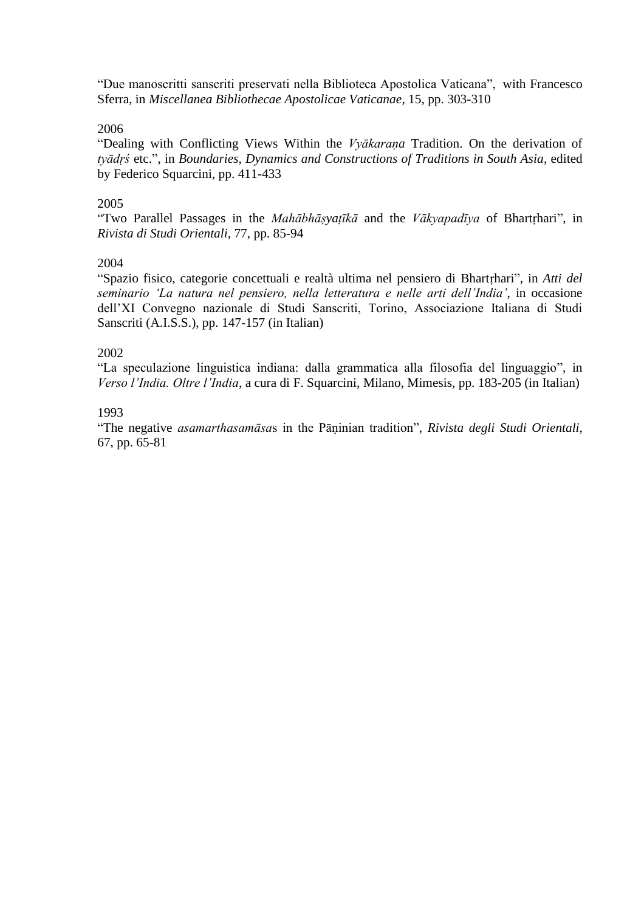"Due manoscritti sanscriti preservati nella Biblioteca Apostolica Vaticana", with Francesco Sferra, in *Miscellanea Bibliothecae Apostolicae Vaticanae*, 15, pp. 303-310

2006

"Dealing with Conflicting Views Within the *Vyākaraṇa* Tradition. On the derivation of *tyādṛś* etc.", in *Boundaries, Dynamics and Constructions of Traditions in South Asia*, edited by Federico Squarcini, pp. 411-433

2005

"Two Parallel Passages in the *Mahābhāṣyaṭīkā* and the *Vākyapadīya* of Bhartṛhari", in *Rivista di Studi Orientali*, 77, pp. 85-94

2004

"Spazio fisico, categorie concettuali e realtà ultima nel pensiero di Bhartṛhari", in *Atti del seminario 'La natura nel pensiero, nella letteratura e nelle arti dell'India'*, in occasione dell'XI Convegno nazionale di Studi Sanscriti, Torino, Associazione Italiana di Studi Sanscriti (A.I.S.S.), pp. 147-157 (in Italian)

2002

"La speculazione linguistica indiana: dalla grammatica alla filosofia del linguaggio", in *Verso l'India. Oltre l'India*, a cura di F. Squarcini, Milano, Mimesis, pp. 183-205 (in Italian)

1993

"The negative *asamarthasamāsa*s in the Pāṇinian tradition", *Rivista degli Studi Orientali*, 67, pp. 65-81